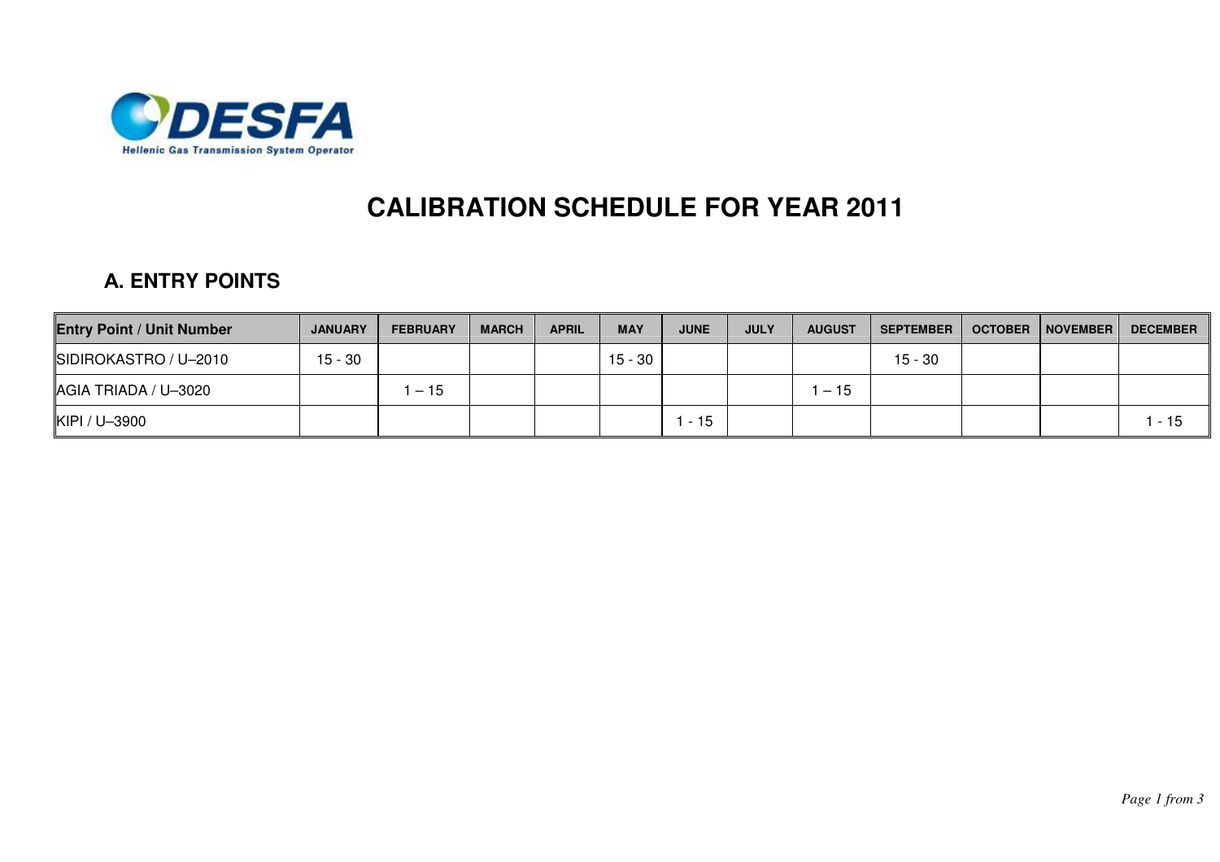DESFA
Hellenic Gas Transmission System Operator

# CALIBRATION SCHEDULE FOR YEAR 2011

## A. ENTRY POINTS

| Entry Point / Unit Number | JANUARY | FEBRUARY | MARCH | APRIL | MAY | JUNE | JULY | AUGUST | SEPTEMBER | OCTOBER | NOVEMBER | DECEMBER |
|---|---|---|---|---|---|---|---|---|---|---|---|---|
| SIDIROKASTRO / U–2010 | 15 - 30 | | | | 15 - 30 | | | | 15 - 30 | | | |
| AGIA TRIADA / U–3020 | | 1 – 15 | | | | | | 1 – 15 | | | | |
| KIPI / U–3900 | | | | | | 1 - 15 | | | | | | 1 - 15 |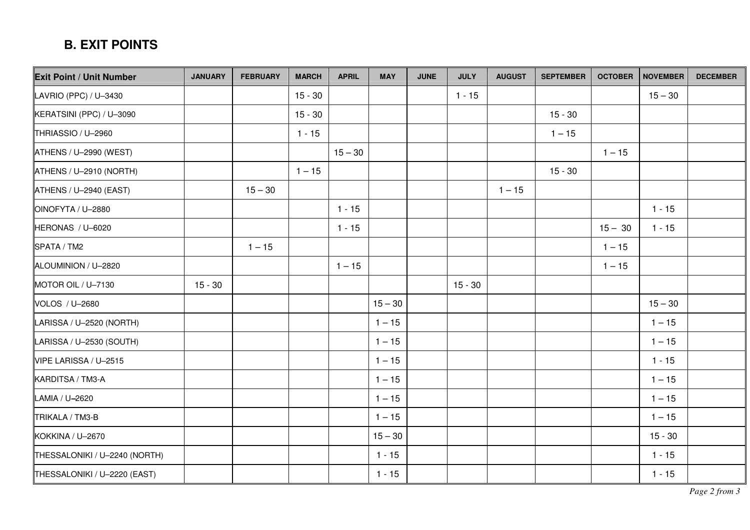## B. EXIT POINTS

| Exit Point / Unit Number | JANUARY | FEBRUARY | MARCH | APRIL | MAY | JUNE | JULY | AUGUST | SEPTEMBER | OCTOBER | NOVEMBER | DECEMBER |
|---|---|---|---|---|---|---|---|---|---|---|---|---|
| LAVRIO (PPC) / U–3430 | | | 15 - 30 | | | | 1 - 15 | | | | 15 – 30 | |
| KERATSINI (PPC) / U–3090 | | | 15 - 30 | | | | | | 15 - 30 | | | |
| THRIASSIO / U–2960 | | | 1 - 15 | | | | | | 1 – 15 | | | |
| ATHENS / U–2990 (WEST) | | | | 15 – 30 | | | | | | 1 – 15 | | |
| ATHENS / U–2910 (NORTH) | | | 1 – 15 | | | | | | 15 - 30 | | | |
| ATHENS / U–2940 (EAST) | | 15 – 30 | | | | | | 1 – 15 | | | | |
| OINOFYTA / U–2880 | | | | 1 - 15 | | | | | | | 1 - 15 | |
| HERONAS / U–6020 | | | | 1 - 15 | | | | | | 15 – 30 | 1 - 15 | |
| SPATA / TM2 | | 1 – 15 | | | | | | | | 1 – 15 | | |
| ALOUMINION / U–2820 | | | | 1 – 15 | | | | | | 1 – 15 | | |
| MOTOR OIL / U–7130 | 15 - 30 | | | | | | 15 - 30 | | | | | |
| VOLOS / U–2680 | | | | | 15 – 30 | | | | | | 15 – 30 | |
| LARISSA / U–2520 (NORTH) | | | | | 1 – 15 | | | | | | 1 – 15 | |
| LARISSA / U–2530 (SOUTH) | | | | | 1 – 15 | | | | | | 1 – 15 | |
| VIPE LARISSA / U–2515 | | | | | 1 – 15 | | | | | | 1 - 15 | |
| KARDITSA / TM3-A | | | | | 1 – 15 | | | | | | 1 – 15 | |
| LAMIA / U–2620 | | | | | 1 – 15 | | | | | | 1 – 15 | |
| TRIKALA / TM3-B | | | | | 1 – 15 | | | | | | 1 – 15 | |
| KOKKINA / U–2670 | | | | | 15 – 30 | | | | | | 15 - 30 | |
| THESSALONIKI / U–2240 (NORTH) | | | | | 1 - 15 | | | | | | 1 - 15 | |
| THESSALONIKI / U–2220 (EAST) | | | | | 1 - 15 | | | | | | 1 - 15 | |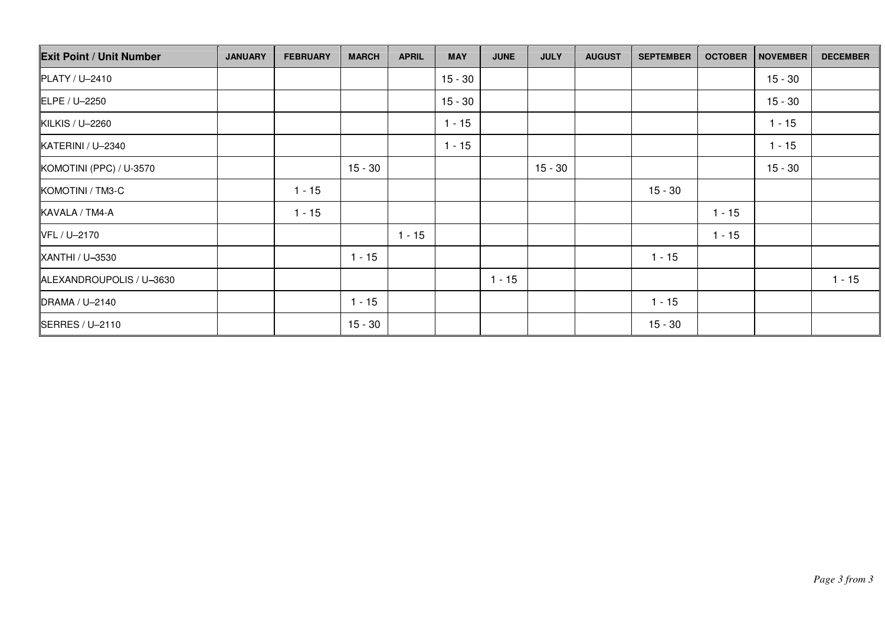| Exit Point / Unit Number | JANUARY | FEBRUARY | MARCH | APRIL | MAY | JUNE | JULY | AUGUST | SEPTEMBER | OCTOBER | NOVEMBER | DECEMBER |
|---|---|---|---|---|---|---|---|---|---|---|---|---|
| PLATY / U–2410 | | | | | 15 - 30 | | | | | | 15 - 30 | |
| ELPE / U–2250 | | | | | 15 - 30 | | | | | | 15 - 30 | |
| KILKIS / U–2260 | | | | | 1 - 15 | | | | | | 1 - 15 | |
| KATERINI / U–2340 | | | | | 1 - 15 | | | | | | 1 - 15 | |
| KOMOTINI (PPC) / U-3570 | | | 15 - 30 | | | | 15 - 30 | | | | 15 - 30 | |
| KOMOTINI / TM3-C | | 1 - 15 | | | | | | | 15 - 30 | | | |
| KAVALA / TM4-A | | 1 - 15 | | | | | | | | 1 - 15 | | |
| VFL / U–2170 | | | | 1 - 15 | | | | | | 1 - 15 | | |
| XANTHI / U–3530 | | | 1 - 15 | | | | | | 1 - 15 | | | |
| ALEXANDROUPOLIS / U–3630 | | | | | | 1 - 15 | | | | | | 1 - 15 |
| DRAMA / U–2140 | | | 1 - 15 | | | | | | 1 - 15 | | | |
| SERRES / U–2110 | | | 15 - 30 | | | | | | 15 - 30 | | | |